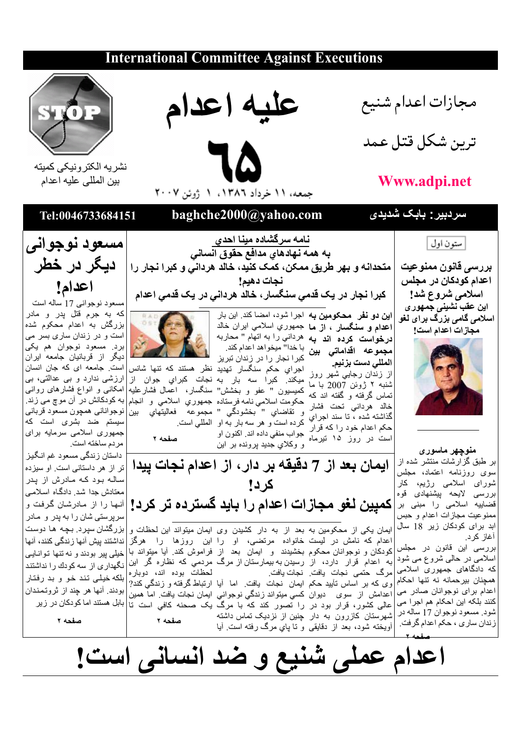International Committee Against Executions

# علیه اعدام

# ٦٥

جمعه، ١١ خرداد ١٣٨٦، ١ ژوئن ٢٠٠٧

مجازات اعدام شنیع ترین شکل قتل عمد

Www.adpi.net

نشریه الکترونیکی کمیته بین المللی علیه اعدام

سردبیر: بابک شدیدی

baghche2000@yahoo.com

Tel:0046733684151

ستون اول

## بررسی قانون ممنوعیت اعدام کودکان در مجلس اسلامی شروع شد!

**این عقب نشینی جمهوری اسلامی گامی بزرگ برای لغو مجازات اعدام است!**

**منوچهر ماسوری**

بر طبق گزارشات منتشر شده از سوی روزنامه اعتماد، مجلس شورای اسلامی رژیم، کار بررسی لایحه پیشنهادی قوه قضاییه اسلامی را مبنی بر ممنوعیت مجازات اعدام و حبس ابد برای کودکان زیر 18 سال آغاز کرد.

بررسی این قانون در مجلس اسلامی در حالی شروع می شود که دادگاهای جمهوری اسلامی همچنان بیرحمانه نه تنها احکام اعدام برای نوجوانان صادر می کنند بلکه این احکام هم اجرا می شود. مسعود نوجوان 17 ساله در زندان ساری ، حکم اعدام گرفت.

صفحه ٢

## نامه سرگشاده مینا احدي
## به همه نهادهاي مدافع حقوق انساني
## متحدانه و بهر طریق ممکن، کمک کنید، خالد هرداني و کبرا نجار را نجات دهیم!
## کبرا نجار در یک قدمي سنگسار، خالد هرداني در یک قدمي اعدام

**این دو نفر محکومین به اعدام و سنگسار ، از ما درخواست کرده اند به مجموعه اقداماتي بین المللي دست بزنیم.**

از زندان رجایي شهر روز شنبه ۲ ژوئن 2007 با ما تماس گرفته و گفته اند که خالد هرداني تحت فشار گذاشته شده ، تا سند اجراي حکم اعدام خود را که قرار است در روز ١٥ تیرماه اجرا شود، امضا کند. این بار جمهوري اسلامي ایران خالد هرداني را به اتهام " محاربه با خدا" میخواهد اعدام کند.

کبرا نجار را در زندان تبریز اجراي حکم سنگسار تهدید میکند. کبرا سه بار به کمیسیون " عفو و بخشش" حکومت اسلامي نامه فرستاده و تقاضاي " بخشودگي " کرده است و هر سه بار به او جواب منفي داده اند. اکنون او و وکلاي جدید پرونده به این نظر هستند که تنها شانس نجات کبراي جوان از سنگسار، اعمال فشارعلیه جمهوري اسلامي و انجام " مجموعه فعالیتهاي بین المللي است.

صفحه ٢

## ایمان بعد از 7 دقیقه بر دار، از اعدام نجات پیدا کرد!
## کمپین لغو مجازات اعدام را باید گسترده تر کرد!

ایمان یکی از محکومین به اعدام که نامش در لیست خانواده مرتضی، او را این روزها را هرگز کودکان و نوجوانان محکوم به اعدام قرار دارد، از مرگ حتمی نجات یافت. نجات یافت.

وی که بر اساس تأیید حکم اعدامش از سوی دیوان عالی کشور، قرار بود در شهرستان کازرون به دار آویخته شود، بعد از دقایقی و تا پاي مرگ رفته است. آیا بعد از به دار کشیدن وی ایمان میتواند این لحظات و بخشیدند و ایمان بعد از فراموش کند. آیا میتواند با رسیدن به بیمارستان از مرگ مردمي که نظاره گر این لحظات بوده اند، دوباره ایمان نجات یافت. اما آیا ارتباط گرفته و زندگي کند؟ کسي میتواند زندگي نوجواني ایمان نجات یافت. اما همین را تصور کند که با مرگ یک صحنه کافي است تا چنین از نزدیک تماس داشته

صفحه ٢

## مسعود نوجوانی دیگر در خطر اعدام!

مسعود نوجوانی 17 ساله است که به جرم قتل پدر و مادر بزرگش به اعدام محکوم شده است و در زندان ساری بسر می برد. مسعود نوجوان هم یکی دیگر از قربانیان جامعه ایران است. جامعه ای که جان انسان ارزشی ندارد و بی عدالتی، بی امکانی و انواع فشارهای روانی به کودکانش در آن موج می زند. نوجوانانی همچون مسعود قربانی سیستم ضد بشری است که جمهوری اسلامی سرمایه برای مردم ساخته است.

داستان زندگی مسعود غم انگیز تر از هر داستانی است. او سیزده ساله بود که مادرش از پدر معتادش جدا شد. دادگاه اسلامی آنها را از مادرشان گرفت و سرپرستی شان را به پدر و مادر بزرگشان سپرد. بچه ها دوست نداشتند پیش آنها زندگی کنند، آنها خیلی پیر بودند و نه تنها توانایی نگهداری از سه کودک را نداشتند بلکه خیلی تند خو و بد رفتار بودند. آنها هر چند از ثروتمندان بابل هستند اما کودکان در زیر

صفحه ٢

# اعدام عملی شنیع و ضد انسانی است!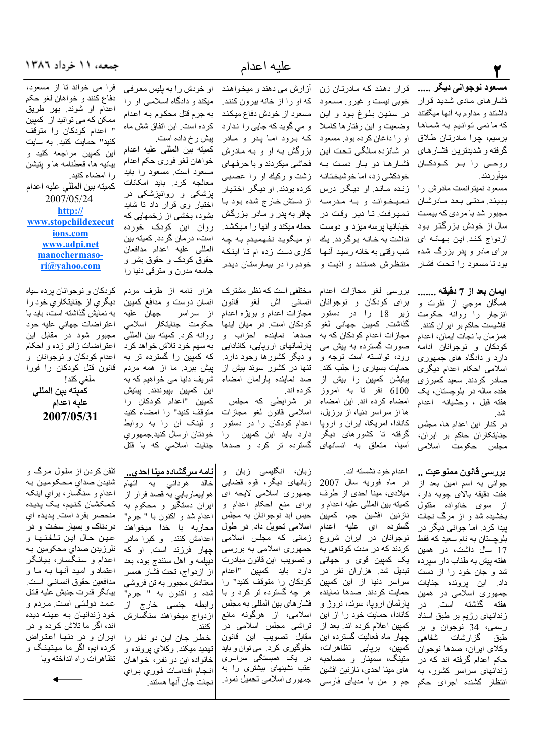## مسعود نوجوانی دیگر .....

فشارهای مادی شدید قرار داشتند و مداوم به آنها میگفتند که ما نمی توانیم به شماها برسیم، چرا مادرتان طلاق گرفته و شدیدترین فشارهای روحی را بر کودکان میآوردند.

مسعود نمیتوانست مادرش را ببیند. مدتی بعد مادرشان مجبور شد با مردی که بیست سال از خودش بزرگتر بود ازدواج کند. این بهانه ای برای مادر و پدر بزرگ شده بود تا مسعود را تحت فشار قرار دهند که مادرتان زن خوبی نیست و غیرو. مسعود در سنین بلوغ بود و این وضعیت و این رفتارها کاملا او را داغان کرده بود. مسعود در شانزده سالگی تحت این فشارها دو بار دست به خودکشی زد، اما خوشبختانه زنده ماند. او دیگر درس نمیخواند و به مدرسه نمیرفت تا دیر وقت در خیابانها پرسه میزد و دوست نداشت به خانه برگردد. یک شب وقتی به خانه رسید آنها منتظرش هستند و اذیت و آزارش مي دهند و میخواهند که او را از خانه بیرون کنند. مسعود از خودش دفاع میکند و مي گوید که جایی را ندارد که برود اما پدر و مادر بزرگش به او و به مادرش فحاشی میکردند و با حرفهای زشت و رکیك او را عصبی کرده بودند. او دیگر اختیار از دستش خارج شده بود با چاقو به پدر و مادر بزرگش حمله میکند و آنها را میکشد. او میگوید نفهمیدم به چه کاری دست زده ام تا اینکه خودم را در بیمارستان دیدم. او خودش را به پلیس معرفی میکند و دادگاه اسلامی او را به جرم قتل محکوم به اعدام کرده است. این اتفاق شش ماه پیش رخ داده است.

کمیته بین المللی علیه اعدام خواهان لغو فوری حکم اعدام مسعود است. مسعود را باید معالجه کرد. باید امکانات پزشکی و روانپزشکی در اختیار وی قرار داد تا شاید بشود، بخشی از زخمهایی که روان این کودک خورده است، درمان گردد. کمیته بین المللی علیه اعدام مدافعان حقوق کودک و حقوق بشر و جامعه مدرن و مترقی دنیا را فرا می خواند تا از مسعود، دفاع کنند و خواهان لغو حکم اعدام او شوند. بهر طریق ممکن که می توانید از کمپین " اعدام کودکان را متوقف کنید" حمایت کنید. به سایت این کمپین مراجعه کنید و بیانیه ها، قطعنامه ها و پتیشن را امضاء کنید.

کمیته بین المللی علیه اعدام

2007/05/24

http://www.stopchildexecutions.com

www.adpi.net

manochermasori@yahoo.com

## ایمان بعد از 7 دقیقه .......

همگان موجی از نفرت و انزجار را روانه حکومت فاشیست حاکم بر ایران کنند. همزمان با نجات ایمان، اعدام کودکان و نوجوانان ادامه دارد و دادگاه های جمهوری اسلامی احکام اعدام دیگری صادر کردند. سعید کمبرزی هفده ساله در بلوچستان، یک هفته قبل ، وحشیانه اعدام ها از سراسر دنیا، از برزیل، کانادا، امریکا، ایران و اروپا گرفته تا کشورهای دیگر آسیا، متعلق به انسانهای مختلفی است که نظر مشترک انسانی اش لغو قانون مجازات اعدام و بویژه اعدام کودکان است. در میان اینها صدها نماینده احزاب و پارلمانهای اروپایی، کانادایی و دیگر کشورها وجود دارد. تنها در کشور سوئد بیش از صد نماینده پارلمان امضاء کرده اند.

در کنار این اعدام ها، مجلس جنایتکاران حاکم بر ایران، مجلس حکومت اسلامی

بررسی لغو مجازات اعدام برای کودکان و نوجوانان زیر 18 را در دستور گذاشت. کمپین جهانی لغو مجازات اعدام کودکان که به صورت گسترده به پیش می رود، توانسته است توجه و حمایت بسیاری را جلب کند. پتیشن کمپین را بیش از 6100 نفر تا به امروز امضاء کرده اند. این امضاء

در شرایطی که مجلس اسلامی قانون لغو مجازات اعدام کودکان را در دستور دارد باید این کمپین را گسترده تر کرد و صدها هزار نامه از طرف مردم انسان دوست و مدافع کمپین از سراسر جهان علیه حکومت جنایتکار اسلامی روانه کرد. کمیته بین المللی به سهم خود تلاش خواهد کرد که کمپین را گسترده تر به پیش ببرد. ما از همه مردم شریف دنیا می خواهیم که به این کمپین بپیوندند. پیتیش کمپین "اعدام کودکان را متوقف کنید" را امضاء کنید و لینک آن را به روابط خودتان ارسال کنید.جمهوري جنايت اسلامي كه با قتل كودكان و نوجوانان پرده سياه ديگري از جنايتكاري خود را به نمایش گذاشته است، باید با اعتراضات جهانی علیه حود مجبور شود در مقابل این اعتراضات زانو زده و احکام اعدام کودکان و نوجوانان و قانون قتل کودکان را فورا ملغی کند!

**کمیته بین المللی علیه اعدام**

**2007/05/31**

## بررسی قانون ممنوعیت ..

جوانی به اسم امین بعد از هفت دقیقه بالای چوبه دار، از سوی خانواده مقتول بخشیده شد و از مرگ نجات پیدا کرد. اما جوانی دیگر در بلوچستان به نام سعید که فقط 17 سال داشت، در همین هفته پیش به طناب دار سپرده شد و جان خود را از دست داد. این پرونده جنایات جمهوری اسلامی در همین هفته گذشته است. در زندانهای رژیم بر طبق اسناد رسمی، 34 نوجوان و بر طبق گزارشات شفاهی وکلای ایران، صدها نوجوان حکم اعدام گرفته اند که در زندانهای سراسر کشور، به انتظار کشنده اجرای حکم اعدام خود نشسته اند.

در ماه فوریه سال 2007 میلادی، مینا احدی از طرف کمیته بین المللی علیه اعدام و نازنین افشین جم، کمپین گسترده ای علیه اعدام نوجوانان در ایران شروع کردند که در مدت کوتاهی به یک کمپین قوی و جهانی تبدیل شد. هزاران نفر در سراسر دنیا از این کمپین حمایت کردند. صدها نماینده پارلمان اروپا، سوئد، نروژ و کانادا، حمایت خود را از این کمپین اعلام کرده اند. بعد از چهار ماه فعالیت گسترده این کمپین، برپایی تظاهرات، متینگ، سمینار و مصاحبه های مینا احدی، نازنین افشین جم و من با مدیای فارسی زبان، انگلیسی زبان و زبانهای دیگر، قوه قضایی جمهوری اسلامی لایحه ای برای منع احکام اعدام و حبس ابد نوجوانان به مجلس اسلامی تحویل داد. در طول زمانی که مجلس اسلامی جمهوری اسلامی به بررسی و تصویب این قانون مبادرت دارد باید کمپین "اعدام کودکان را متوقف کنید" را هر چه گسترده تر کرد و با فشارهای بین المللی به مجلس اسلامی، از هرگونه مانع تراشی مجلس اسلامی در مقابل تصویب این قانون جلوگیری کرد. می توان و باید در یک همبستگی سراسری عقب نشینهای بیشتری را به جمهوری اسلامی تحمیل نمود.

## نامه سرگشاده مینا احدی..

خالد هردانی به اتهام هواپیماربایی به قصد فرار از ایران دستگیر و محکوم به اعدام شد و اکنون با " جرم" محاربه با خدا میخواهند اعدامش کنند. و کبرا مادر چهار فرزند است. او که دیپلمه و اهل سنندج بود، بعد از ازدواج، تحت فشار همسر معتادش مجبور به تن فروشي شده و اکنون به " جرم" رابطه جنسي خارج از ازدواج میخواهند سنگسارش کنند.

خطر جان این دو نفر را تهدید میکند. وکلاي پرونده و خانواده این دو نفر، خواهان انجام اقدامات فوری برای نجات جان آنها هستند.

تلفن کردن از سلول مرگ و شنیدن صداي محکومین به اعدام و سنگسار، براي اینکه کمکشان کنیم، یک پدیده منحصر بفرد است. پدیده اي دردناک و بسیار سخت و در عین حال این تلفنها و لرزیدن صداي محکومین به اعدام و سنگسار، بیانگر اعتماد و امید آنها به ما و مدافعین حقوق انساني است. بیانگر قدرت جنبش علیه قتل عمد دولتي است. مردم و خود زندانیان به عینه دیده اند، اگر ما تلاش کرده و در ایران و در دنیا اعتراض کرده ایم، اگر ما میتینگ و تظاهرات راه انداخته وبا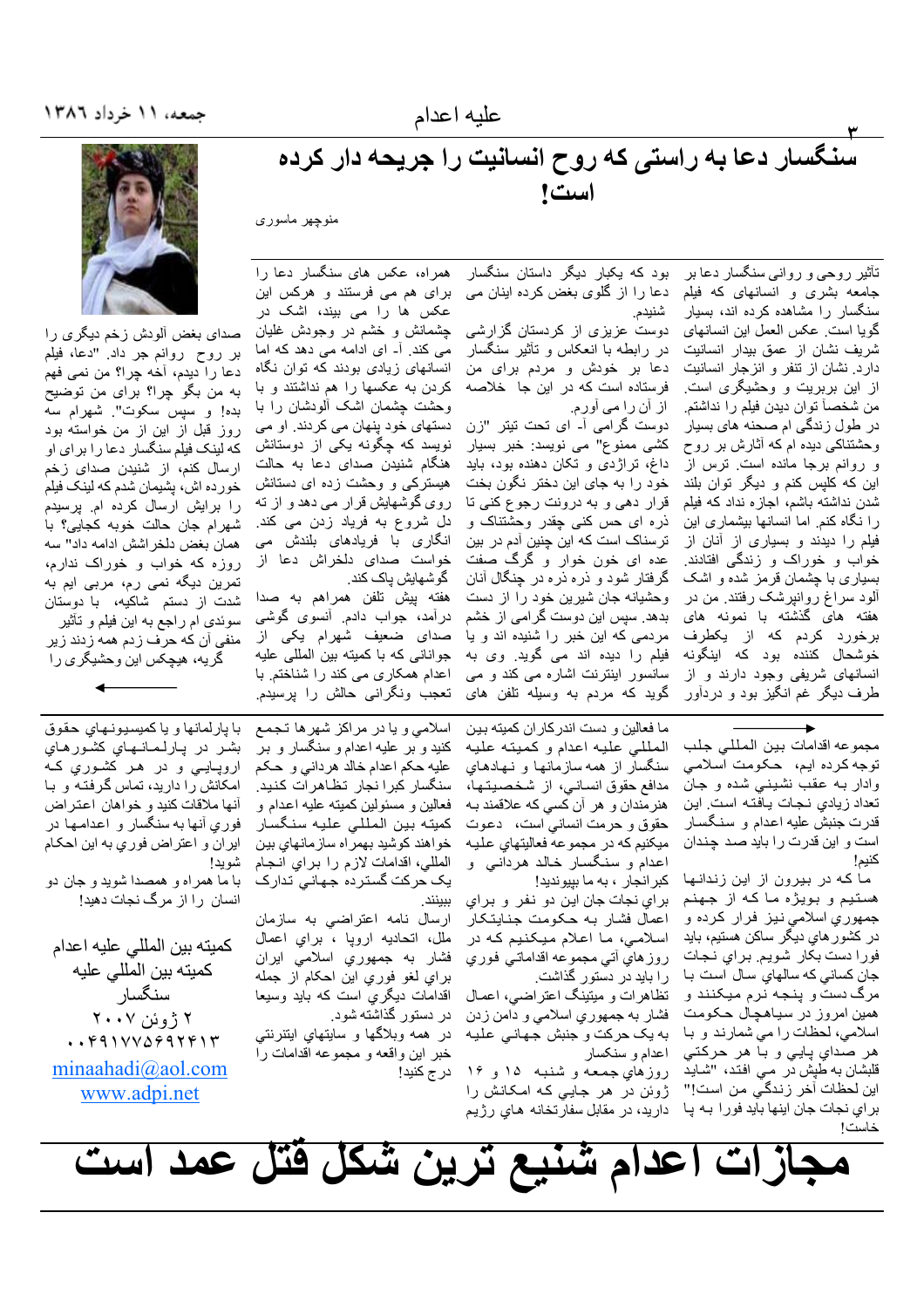# سنگسار دعا به راستی که روح انسانیت را جریحه دار کرده است!

منوچهر ماسوری

تأثیر روحی و روانی سنگسار دعا بر جامعه بشری و انسانهای که فیلم سنگسار را مشاهده کرده اند، بسیار گویا است. عکس العمل این انسانهای شریف نشان از عمق بیدار انسانیت دارد. نشان از تنفر و انزجار انسانیت از این بربریت و وحشیگری است. من شخصاً توان دیدن فیلم را نداشتم. در طول زندگی ام صحنه های بسیار وحشتناکی دیده ام که آثارش بر روح و روانم برجا مانده است. ترس از این که کلپس کنم و دیگر توان بلند شدن نداشته باشم، اجازه نداد که فیلم را نگاه کنم. اما انسانها بیشماری این فیلم را دیدند و بسیاری از آنان از خواب و خوراک و زندگی افتادند. بسیاری با چشمان قرمز شده و اشک آلود سراغ روانپرشک رفتند. من در هفته های گذشته با نمونه های برخورد کردم که از یکطرف خوشحال کننده بود که اینگونه انسانهای شریفی وجود دارند و از طرف دیگر غم انگیز بود و دردآور بود که یکبار دیگر داستان سنگسار دعا را از گلوی بغض کرده اینان می شنیدم.

دوست عزیزی از کردستان گزارشی در رابطه با انعکاس و تأثیر سنگسار دعا بر خودش و مردم برای من فرستاده است که در این جا خلاصه از آن را می آورم.

دوست گرامی ام - ای تحت تیتر "زن کشی ممنوع" می نویسد: خبر بسیار داغ، تراژدی و تکان دهنده بود، باید خود را به جای این دختر نگون بخت قرار دهی و به درونت رجوع کنی تا ذره ای حس کنی چقدر وحشتناک و ترسناک است که این چنین آدم در بین عده ای خون خوار و گرگ صفت گرفتار شود و ذره ذره در چنگال آنان وحشیانه جان شیرین خود را از دست بدهد. سپس این دوست گرامی از خشم مردمی که این خبر را شنیده اند و یا فیلم را دیده اند می گوید. وی به سانسور اینترنت اشاره می کند و می گوید که مردم به وسیله تلفن های همراه، عکس های سنگسار دعا را برای هم می فرستند و هرکس این عکس ها را می بیند، اشک در چشمانش و خشم در وجودش غلیان می کند. آ- ای ادامه می دهد که اما انسانهای زیادی بودند که توان نگاه کردن به عکسها را هم نداشتند و با وحشت چشمان اشک آلودشان را با دستهای خود پنهان می کردند. او می نویسد که چگونه یکی از دوستانش هنگام شنیدن صدای دعا به حالت هیستریکی و وحشت زده ای دستانش روی گوشهایش قرار می دهد و از ته دل شروع به فریاد زدن می کند. انگاری با فریادهای بلندش می خواست صدای دلخراش دعا را از گوشهایش پاک کند.

هفته پیش تلفن همراهم به صدا درآمد، جواب دادم. انسوی گوشی صدای ضعیف شهرام یکی از جوانانی که با کمیته بین المللی علیه اعدام همکاری می کند را شناختم. با تعجب ونگرانی حالش را پرسیدم. صدای بغض آلودش زخم دیگری را بر روح روانم جر داد. "دعا، فیلم دعا را دیدم، آخه چرا؟ من نمی فهم به من بگو چرا؟ برای من توضیح بده! و سپس سکوت". شهرام سه روز قبل از این از من خواسته بود که لینک فیلم سنگسار دعا را برای او ارسال کنم، از شنیدن صدای زخم خورده اش، پشیمان شدم که لینک فیلم را برایش ارسال کرده ام. پرسیدم شهرام جان حالت خوبه کجایی؟ با همان بغض دلخراش ادامه داد" سه روزه که خواب و خوراک ندارم، تمرین دیگه نمی رم، مربی ایم به شدت از دستم شاکیه، با دوستان سوئدی ام راجع به این فیلم و تأثیر منفی آن که حرف زدم همه زدند زیر گریه، هیچکس این وحشیگری را

مجموعه اقدامات بین المللی جلب توجه کرده ایم، حکومت اسلامی وادار به عقب نشینی شده و جان تعداد زیادی نجات یافته است. این قدرت جنبش علیه اعدام و سنگسار است و این قدرت را باید صد چندان کنیم!

ما که در بیرون از این زندانها هستیم و بویژه ما که از جهنم جمهوري اسلامي نيز فرار كرده و در کشورهای دیگر ساکن هستیم، باید فورا دست بکار شویم. براي نجات جان کسانی که سالهای سال است با مرگ دست و پنجه نرم میکنند و همین امروز در سیاهچال حکومت اسلامی، لحظات را مي شمارند و با هر صداي پايي و با هر حرکتي قلبشان به طپش در مي افتد، "شاید این لحظات آخر زندگی من است!" براي نجات جان اينها بايد فورا به پا خاست!

ما فعالین و دست اندرکاران کمیته بین المللی علیه اعدام و کمیته علیه سنگسار از همه سازمانها و نهادهاي مدافع حقوق انساني، از شخصيتها، هنرمندان و هر آن کس که علاقمند به حقوق و حرمت انساني است، دعوت میکنیم که در مجموعه فعالیتهاي علیه اعدام و سنگسار خالد هرداني و کبرانجار، به ما بپيونديد!

براي نجات جان اين دو نفر و براي اعمال فشار به حکومت جنايتکار اسلامي، ما اعلام ميکنيم که در روزهاي آتي مجموعه اقداماتي فوري را بايد در دستور گذاشت.

تظاهرات و میتینگ اعتراضي، اعمال فشار به جمهوري اسلامي و دامن زدن به یک حرکت و جنبش جهاني عليه اعدام و سنگسار

روزهاي جمعه و شنبه ۱۵ و ۱۶ ژوئن در هر جايي که امکانش را دارید، در مقابل سفارتخانه هاي رژيم اسلامي و يا در مراکز شهرها تجمع کنید و بر عليه اعدام و سنگسار و بر عليه حکم اعدام خالد هرداني و حکم سنگسار کبرا نجار تظاهرات کنید. فعالین و مسئولین کمیته علیه اعدام و کمیته بین المللی علیه سنگسار خواهند کوشید بهمراه سازمانهای بین المللی، اقدامات لازم را براي انجام يک حرکت گسترده جهاني تدارک ببينند.

ارسال نامه اعتراضي به سازمان ملل، اتحاديه اروپا ، براي اعمال فشار به جمهوري اسلامي ايران براي لغو فوري اين احکام از جمله اقدامات ديگري است که بايد وسيعا در دستور گذاشته شود.

در همه وبلاگها و سايتهاي اينترنتي خبر اين واقعه و مجموعه اقدامات را درج کنيد!

با پارلمانها و با کميسيونهاي حقوق بشر در پارلمانهاي کشورهاي اروپايي و در هر کشوري که امکانش را داريد، تماس گرفته و با آنها ملاقات کنيد و خواهان اعتراض فوري آنها به سنگسار و اعدامها در ايران و اعتراض فوري به اين احکام شويد!

با ما همراه و همصدا شويد و جان دو انسان را از مرگ نجات دهيد!

کمیته بین المللی علیه اعدام
کمیته بین المللی علیه سنگسار
۲ ژوئن ۲۰۰۷
۰۰۴۹۱۷۷۵۶۹۲۴۱۳
minaahadi@aol.com
www.adpi.net

## مجازات اعدام شنیع ترین شکل قتل عمد است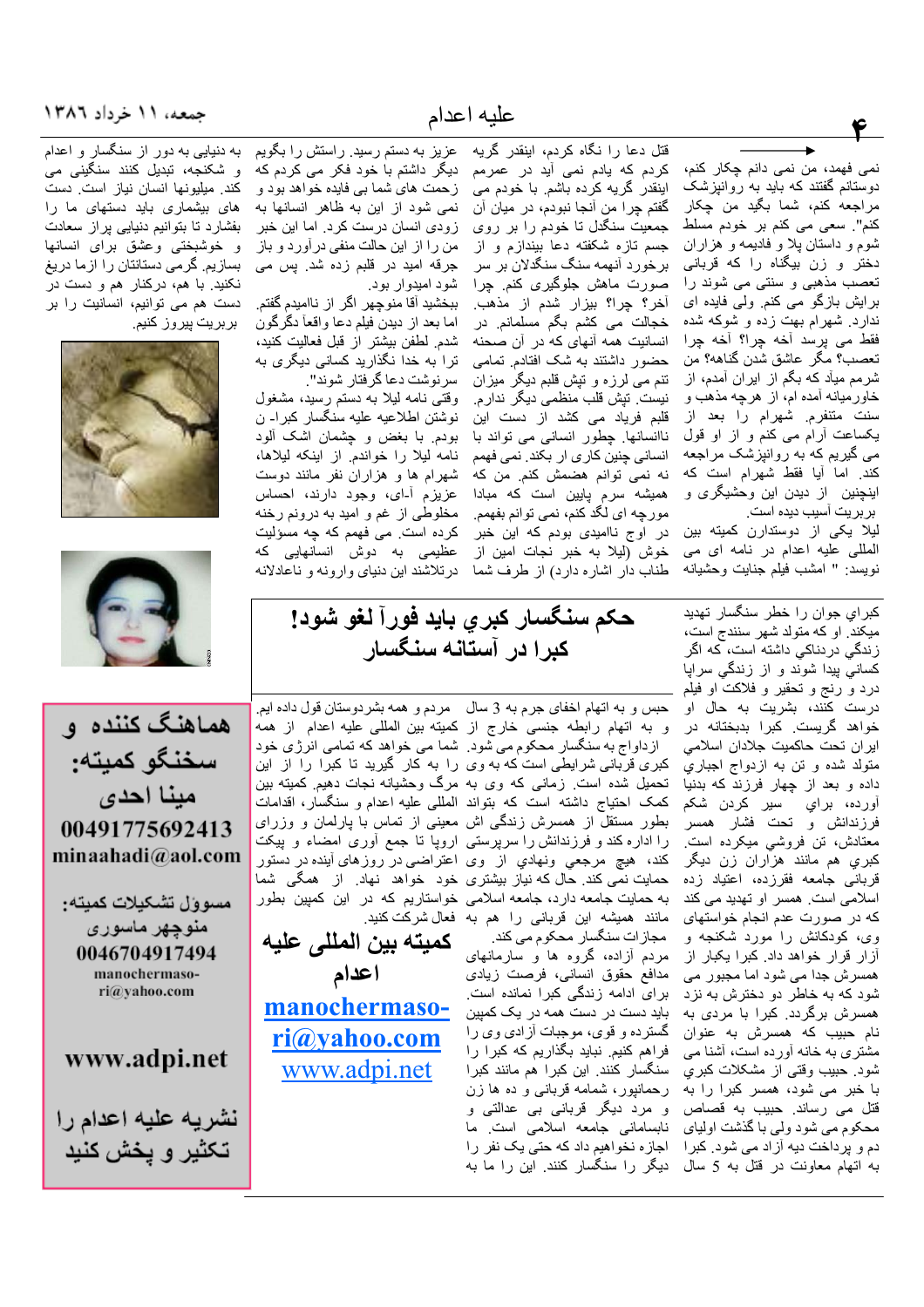نمی فهمد، من نمی دانم چکار کنم، دوستانم گفتند که باید به روانپزشک مراجعه کنم، شما بگید من چکار کنم". سعی می کنم بر خودم مسلط شوم و داستان پلا و فادیمه و هزاران دختر و زن بیگناه را که قربانی تعصب مذهبی و سنتی می شوند را برایش بازگو می کنم. ولی فایده ای ندارد. شهرام بهت زده و شوکه شده فقط می پرسد آخه چرا؟ آخه چرا؟ تعصب؟ مگر عاشق شدن گناهه؟ من شرمم میاد که بگم از ایران آمدم، از خاورمیانه آمده ام، از هرچه مذهب و سنت متنفرم. شهرام را بعد از یکساعت آرام می کنم و از او قول می گیریم که به روانپزشک مراجعه کند. اما آیا فقط شهرام است که اینچنین از دیدن این وحشیگری و بربریت آسیب دیده است.

لیلا یکی از دوستداران کمیته بین المللی علیه اعدام در نامه ای می نویسد: " امشب فیلم جنایت وحشیانه قتل دعا را نگاه کردم، اینقدر گریه کردم که یادم نمی آید در عمرم اینقدر گریه کرده باشم. با خودم می گفتم چرا من آنجا نبودم، در میان آن جمعیت سنگدل تا خودم را بر روی جسم تازه شکفته دعا بیندازم و از برخورد آنهمه سنگ سنگدلان بر سر صورت ماهش جلوگیری کنم. چرا آخر؟ چرا؟ بیزار شدم از مذهب. خجالت می کشم بگم مسلمانم. در انسانیت همه آنهایی که در آن صحنه حضور داشتند به شک افتادم. تمامی تنم می لرزه و تپش قلبم دیگر میزان نیست. تپش قلب منظمی دیگر ندارم. قلبم فریاد می کشد از دست این نالسانها. چطور انسانی می تواند با انسانی چنین کاری را بکند. نمی فهمم نه نمی توانم هضمش کنم. من که همیشه سرم پایین است که مبادا مورچه ای لگد کنم، نمی توانم بفهمم. در اوج ناامیدی بودم که این خبر خوش (لیلا به خبر نجات امین از طناب دار اشاره دارد) از طرف شما عزیز به دستم رسید. راستش را بگویم دیگر داشتم با خود فکر می کردم که زحمت های شما بی فایده خواهد بود و نمی شود از این به ظاهر انسانها به زودی انسان درست کرد. اما این خبر من را از این حالت منفی درآورد و باز جرقه امید در قلبم زده شد. پس می شود امیدوار بود.

ببخشید آقا منوچهر اگر از ناامید گفتم. اما بعد از دیدن فیلم دعا واقعاً دگرگون شدم. لطفن بیشتر از قبل فعالیت کنید، ترا به خدا نگذارید کسانی دیگری به سرنوشت دعا گرفتار شوند".

وقتی نامه لیلا به دستم رسید، مشغول نوشتن اطلاعیه علیه سنگسار کبرا- ن بودم. با بغض و چشمان اشک آلود نامه لیلا را خواندم. از اینکه لیلاها، شهرام ها و هزاران نفر مانند دوست عزیزم آ-ای، وجود دارند، احساس مخلوطی از غم و امید به درونم رخنه کرده است. می فهمم که چه مسئولیت عظیمی به دوش انسانهایی که درتلاشند این دنیای وارونه و ناعادلانه به دنیایی به دور از سنگسار و اعدام و شکنجه، تبدیل کنند سنگینی می کند. میلیونها انسان نیاز است. دست های بیشماری باید دستهای ما را بفشارد تا بتوانیم دنیایی پراز سعادت و خوشبختی وعشق برای انسانها بسازیم. گرمی دستانتان را ازما دریغ نکنید. با هم، درکنار هم و دست در دست هم می توانیم، انسانیت را بر بربریت پیروز کنیم.

# حکم سنگسار کبري باید فوراً لغو شود!

## کبرا در آستانه سنگسار

کبراي جوان را خطر سنگسار تهدید میکند. او که متولد شهر سنندج است، زندگي دردناکي داشته است، که اگر کساني پیدا شوند و از زندگي سراپا درد و رنج و تحقیر و فلاکت او فیلم درست کنند، بشریت به حال او خواهد گریست. کبرا بدبختانه در ایران تحت حاکمیت جلادان اسلامي متولد شده و تن به ازدواج اجباري داده و بعد از چهار فرزند که بدنیا آورده، براي سیر کردن شکم فرزندانش و تحت فشار همسر معتادش، تن فروشي میکرده است. کبري هم مانند هزاران زن دیگر قرباني جامعه فقرزده، اعتیاد زده اسلامی است. همسر او تهدید می کند که در صورت عدم انجام خواستهای وی، کودکانش را مورد شکنجه و آزار قرار خواهد داد. کبرا یکبار از همسرش جدا می شود اما مجبور می شود که به خاطر دو دخترش به نزد همسرش برگردد. کبرا با مردی به نام حبیب که همسرش به عنوان مشتری به خانه آورده است، آشنا می شود. حبیب وقتی از مشکلات کبري با خبر می شود، همسر کبرا را به قتل می رساند. حبیب به قصاص محکوم می شود ولی با گذشت اولیای دم و پرداخت دیه آزاد می شود. کبرا به اتهام معاونت در قتل به 5 سال حبس و به اتهام اخفای جرم به 3 سال و به اتهام رابطه جنسی خارج از ازدواج به سنگسار محکوم می شود.

کبری قربانی شرایطی است که به وی تحمیل شده است. زمانی که وی به کمک احتیاج داشته است که بتواند بطور مستقل از همسرش زندگی اش را اداره کند و فرزندانش را سرپرستی کند، هیچ مرجعي ونهادي از وی حمایت نمی کند. حال که نیاز بیشتری به حمایت جامعه دارد، جامعه اسلامی مانند همیشه این قربانی را هم به مجازات سنگسار محکوم می کند.

مردم آزاده، گروه ها و سازمانهای مدافع حقوق انسانی، فرصت زیادی برای ادامه زندگی کبرا نمانده است. باید دست در دست همه در یک کمپین گسترده و قوی، موجبات آزادی وی را فراهم کنیم. نباید بگذاریم که کبرا را سنگسار کنند. این کبرا هم مانند کبرا رحمانپور، شماره قربانی و ده ها زن و مرد دیگر قربانی بی عدالتی و نابسامانی جامعه اسلامی است. ما اجازه نخواهیم داد که حتی یک نفر را دیگر را سنگسار کنند. این را ما به مردم و همه بشردوستان قول داده ایم. کمیته بین المللی علیه اعدام از همه شما می خواهد که تمامی انرژی خود را به کار گیرید تا کبرا را از این مرگ وحشیانه نجات دهیم. کمیته بین المللی علیه اعدام و سنگسار، اقدامات معینی از تماس با پارلمان و وزرای اروپا تا جمع آوری امضاء و پیکت اعتراضی در روزهای آینده در دستور خود خواهد نهاد. از همگی شما خواستاریم که در این کمپین بطور فعال شرکت کنید.

**کمیته بین المللی علیه اعدام**

manochermaso-ri@yahoo.com

www.adpi.net

**هماهنگ کننده و سخنگو کمیته:**
**مینا احدی**
**00491775692413**
**minaahadi@aol.com**

**مسوول تشکیلات کمیته:**
**منوچهر ماسوری**
**0046704917494**
**manochermasori@yahoo.com**

**www.adpi.net**

**نشریه علیه اعدام را تکثیر و پخش کنید**